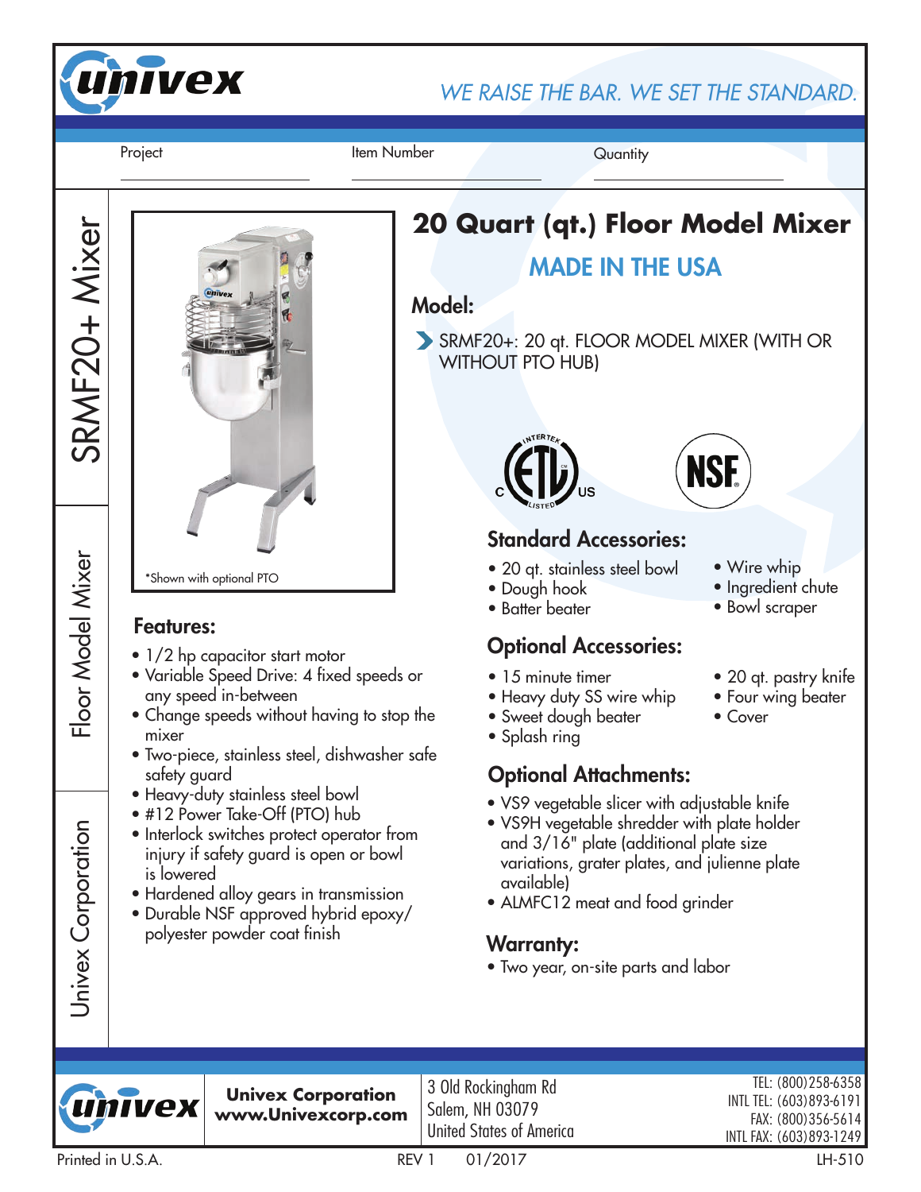# univex

*WE RAISE THE BAR. WE SET THE STANDARD.*

Project ______________ Item Number ______________ Quantity ______________

SRMF20+ Mixer | Floor Model Mixer | Univex Corporation

*Shown with optional PTO

# 20 Quart (qt.) Floor Model Mixer

## MADE IN THE USA

## Model:

- SRMF20+: 20 qt. FLOOR MODEL MIXER (WITH OR WITHOUT PTO HUB)

## Features:

- 1/2 hp capacitor start motor
- Variable Speed Drive: 4 fixed speeds or any speed in-between
- Change speeds without having to stop the mixer
- Two-piece, stainless steel, dishwasher safe safety guard
- Heavy-duty stainless steel bowl
- #12 Power Take-Off (PTO) hub
- Interlock switches protect operator from injury if safety guard is open or bowl is lowered
- Hardened alloy gears in transmission
- Durable NSF approved hybrid epoxy/ polyester powder coat finish

## Standard Accessories:

- 20 qt. stainless steel bowl
- Dough hook
- Batter beater
- Wire whip
- Ingredient chute
- Bowl scraper

## Optional Accessories:

- 15 minute timer
- Heavy duty SS wire whip
- Sweet dough beater
- Splash ring
- 20 qt. pastry knife
- Four wing beater
- Cover

## Optional Attachments:

- VS9 vegetable slicer with adjustable knife
- VS9H vegetable shredder with plate holder and 3/16" plate (additional plate size variations, grater plates, and julienne plate available)
- ALMFC12 meat and food grinder

## Warranty:

- Two year, on-site parts and labor

**Univex Corporation**
**www.Univexcorp.com**

3 Old Rockingham Rd
Salem, NH 03079
United States of America

TEL: (800)258-6358
INTL TEL: (603)893-6191
FAX: (800)356-5614
INTL FAX: (603)893-1249

Printed in U.S.A. REV 1 01/2017 LH-510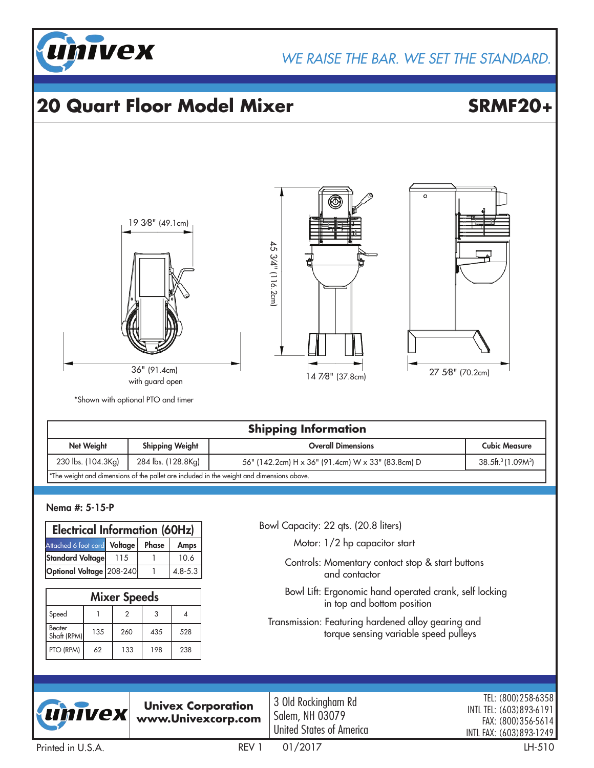# 20 Quart Floor Model Mixer

## SRMF20+

WE RAISE THE BAR. WE SET THE STANDARD.

19 3⁄8" (49.1cm)

45 3⁄4" (116.2cm)

36" (91.4cm)
with guard open

14 7⁄8" (37.8cm)

27 5⁄8" (70.2cm)

*Shown with optional PTO and timer

| Shipping Information | | | |
|---|---|---|---|
| Net Weight | Shipping Weight | Overall Dimensions | Cubic Measure |
| 230 lbs. (104.3Kg) | 284 lbs. (128.8Kg) | 56" (142.2cm) H x 36" (91.4cm) W x 33" (83.8cm) D | 38.5ft.$^3$ (1.09M$^3$) |
| *The weight and dimensions of the pallet are included in the weight and dimensions above. | | | |

**Nema #: 5-15-P**

| Electrical Information (60Hz) | | | |
|---|---|---|---|
| Attached 6 foot cord | Voltage | Phase | Amps |
| **Standard Voltage** | 115 | 1 | 10.6 |
| **Optional Voltage** | 208-240 | 1 | 4.8-5.3 |

| Mixer Speeds | | | | |
|---|---|---|---|---|
| Speed | 1 | 2 | 3 | 4 |
| Beater Shaft (RPM) | 135 | 260 | 435 | 528 |
| PTO (RPM) | 62 | 133 | 198 | 238 |

Bowl Capacity: 22 qts. (20.8 liters)

Motor: 1/2 hp capacitor start

Controls: Momentary contact stop & start buttons and contactor

Bowl Lift: Ergonomic hand operated crank, self locking in top and bottom position

Transmission: Featuring hardened alloy gearing and torque sensing variable speed pulleys

**Univex Corporation**
**www.Univexcorp.com**

3 Old Rockingham Rd
Salem, NH 03079
United States of America

TEL: (800)258-6358
INTL TEL: (603)893-6191
FAX: (800)356-5614
INTL FAX: (603)893-1249

Printed in U.S.A. REV 1 01/2017 LH-510